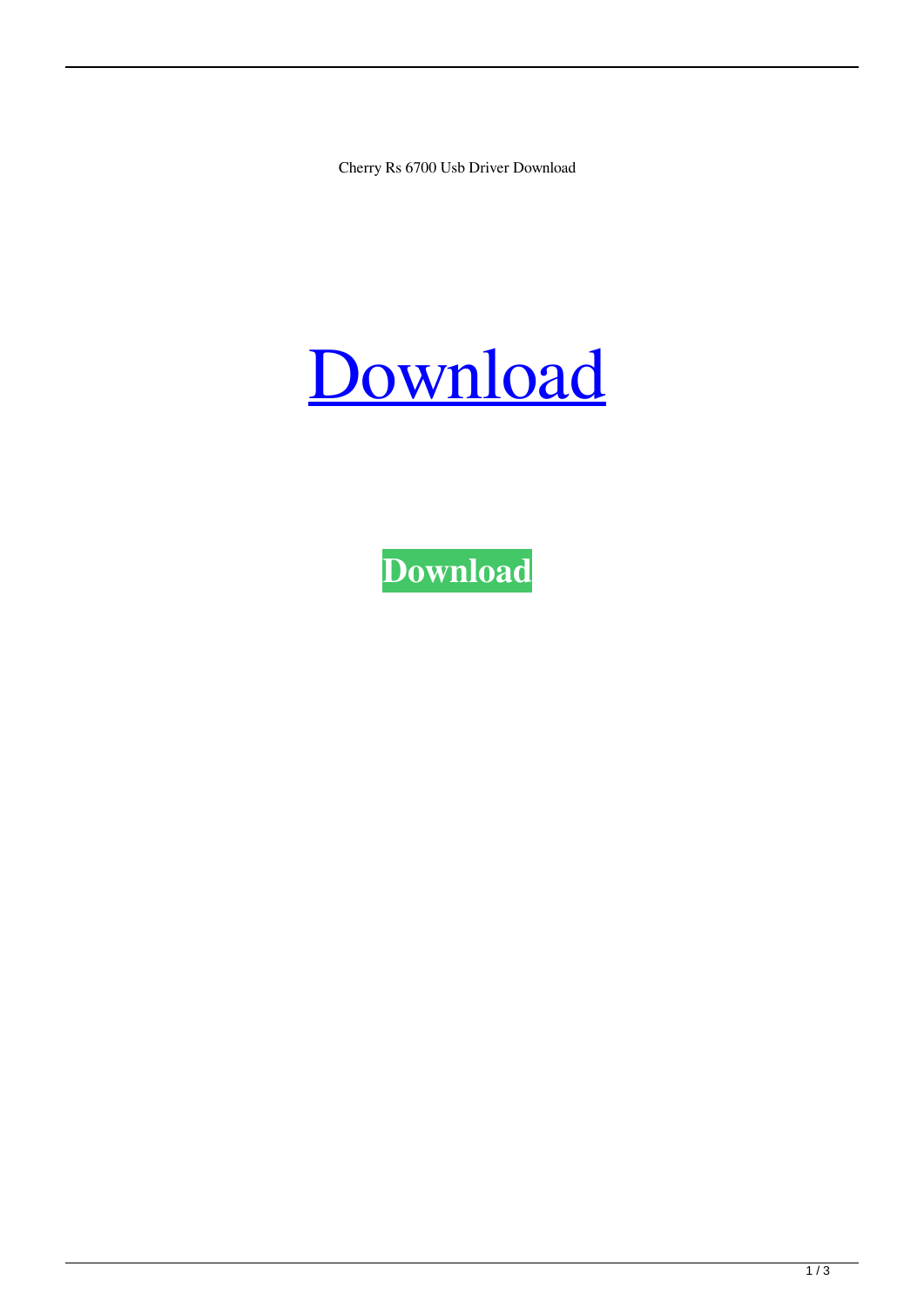Cherry Rs 6700 Usb Driver Download

[Download]

**Download**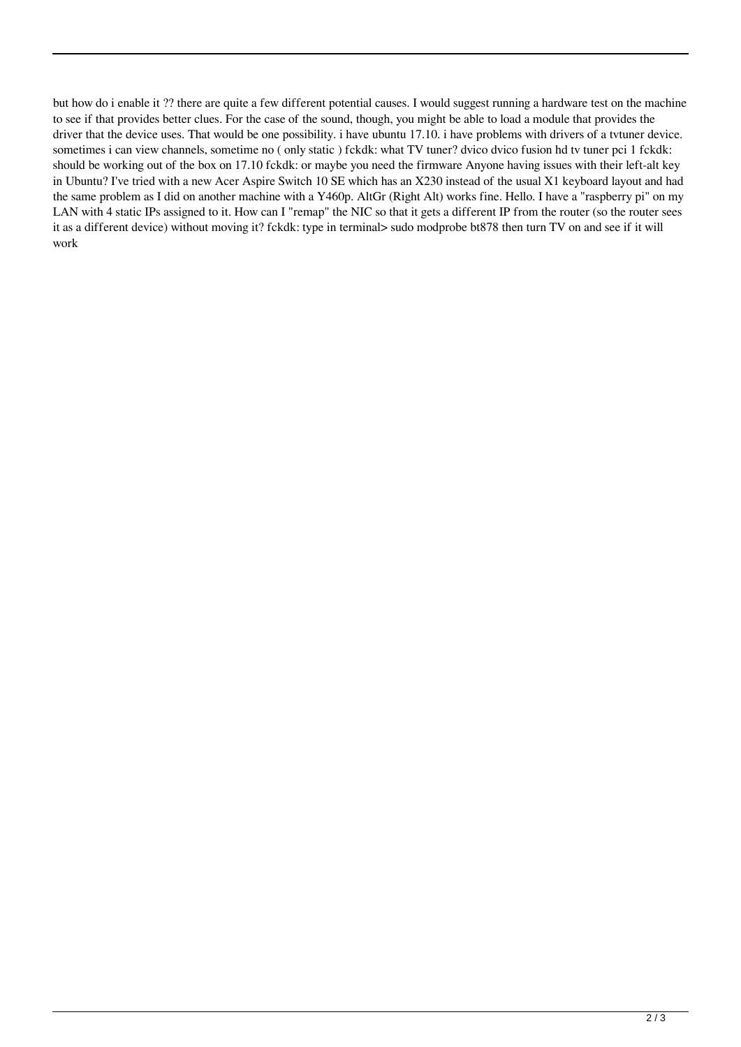but how do i enable it ?? there are quite a few different potential causes. I would suggest running a hardware test on the machine to see if that provides better clues. For the case of the sound, though, you might be able to load a module that provides the driver that the device uses. That would be one possibility. i have ubuntu 17.10. i have problems with drivers of a tvtuner device. sometimes i can view channels, sometime no ( only static ) fckdk: what TV tuner? dvico dvico fusion hd tv tuner pci 1 fckdk: should be working out of the box on 17.10 fckdk: or maybe you need the firmware Anyone having issues with their left-alt key in Ubuntu? I've tried with a new Acer Aspire Switch 10 SE which has an X230 instead of the usual X1 keyboard layout and had the same problem as I did on another machine with a Y460p. AltGr (Right Alt) works fine. Hello. I have a "raspberry pi" on my LAN with 4 static IPs assigned to it. How can I "remap" the NIC so that it gets a different IP from the router (so the router sees it as a different device) without moving it? fckdk: type in terminal> sudo modprobe bt878 then turn TV on and see if it will work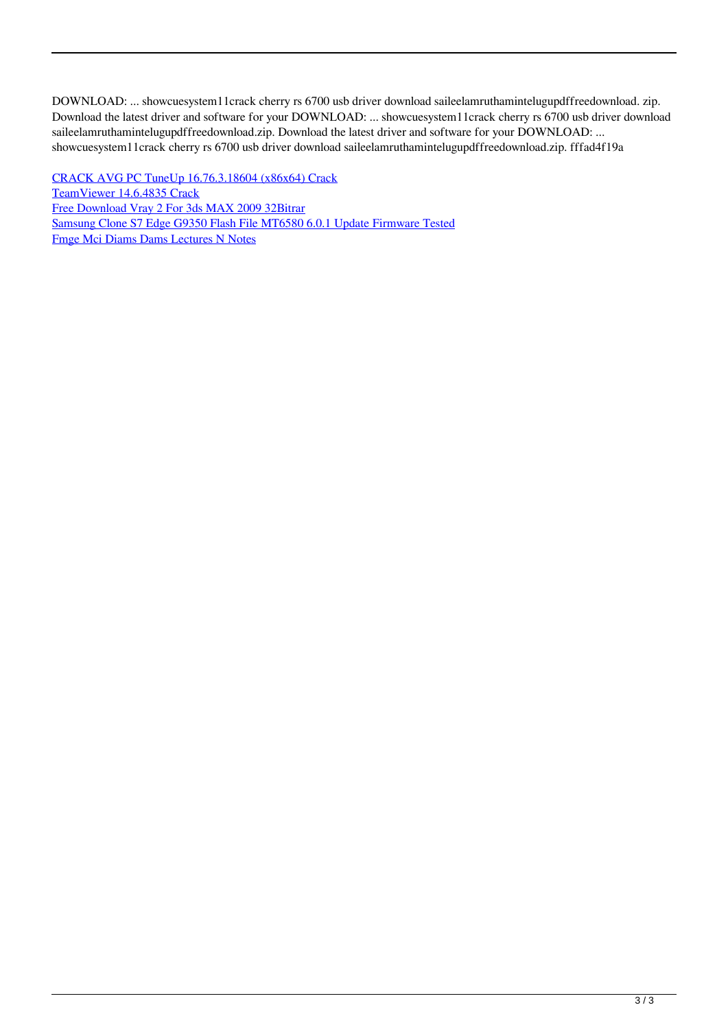DOWNLOAD: ... showcuesystem11crack cherry rs 6700 usb driver download saileelamruthamintelugupdffreedownload. zip. Download the latest driver and software for your DOWNLOAD: ... showcuesystem11crack cherry rs 6700 usb driver download saileelamruthamintelugupdffreedownload.zip. Download the latest driver and software for your DOWNLOAD: ... showcuesystem11crack cherry rs 6700 usb driver download saileelamruthamintelugupdffreedownload.zip. fffad4f19a

CRACK AVG PC TuneUp 16.76.3.18604 (x86x64) Crack
TeamViewer 14.6.4835 Crack
Free Download Vray 2 For 3ds MAX 2009 32Bitrar
Samsung Clone S7 Edge G9350 Flash File MT6580 6.0.1 Update Firmware Tested
Fmge Mci Diams Dams Lectures N Notes